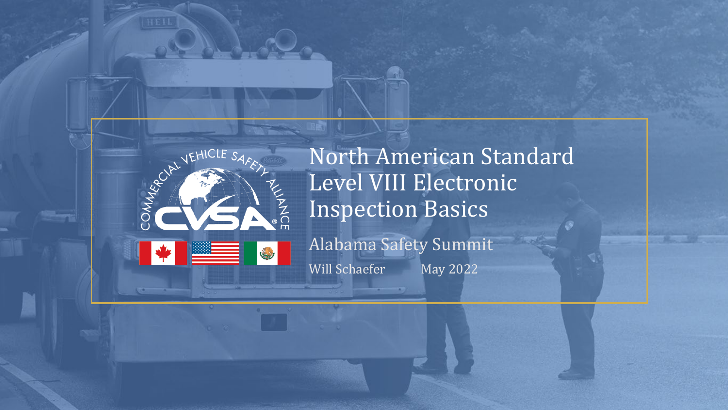# North American Standard Level VIII Electronic Inspection Basics

## Alabama Safety Summit

Will Schaefer May 2022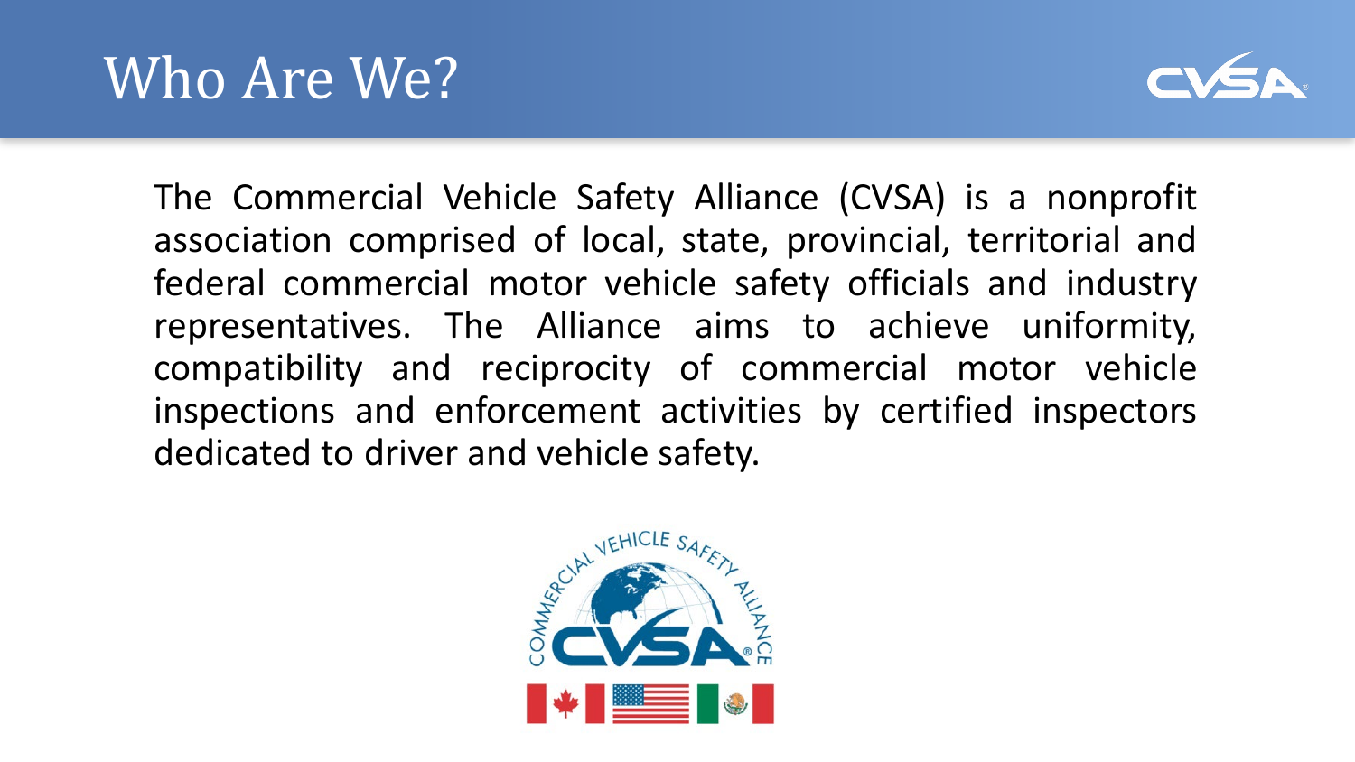# Who Are We?

The Commercial Vehicle Safety Alliance (CVSA) is a nonprofit association comprised of local, state, provincial, territorial and federal commercial motor vehicle safety officials and industry representatives. The Alliance aims to achieve uniformity, compatibility and reciprocity of commercial motor vehicle inspections and enforcement activities by certified inspectors dedicated to driver and vehicle safety.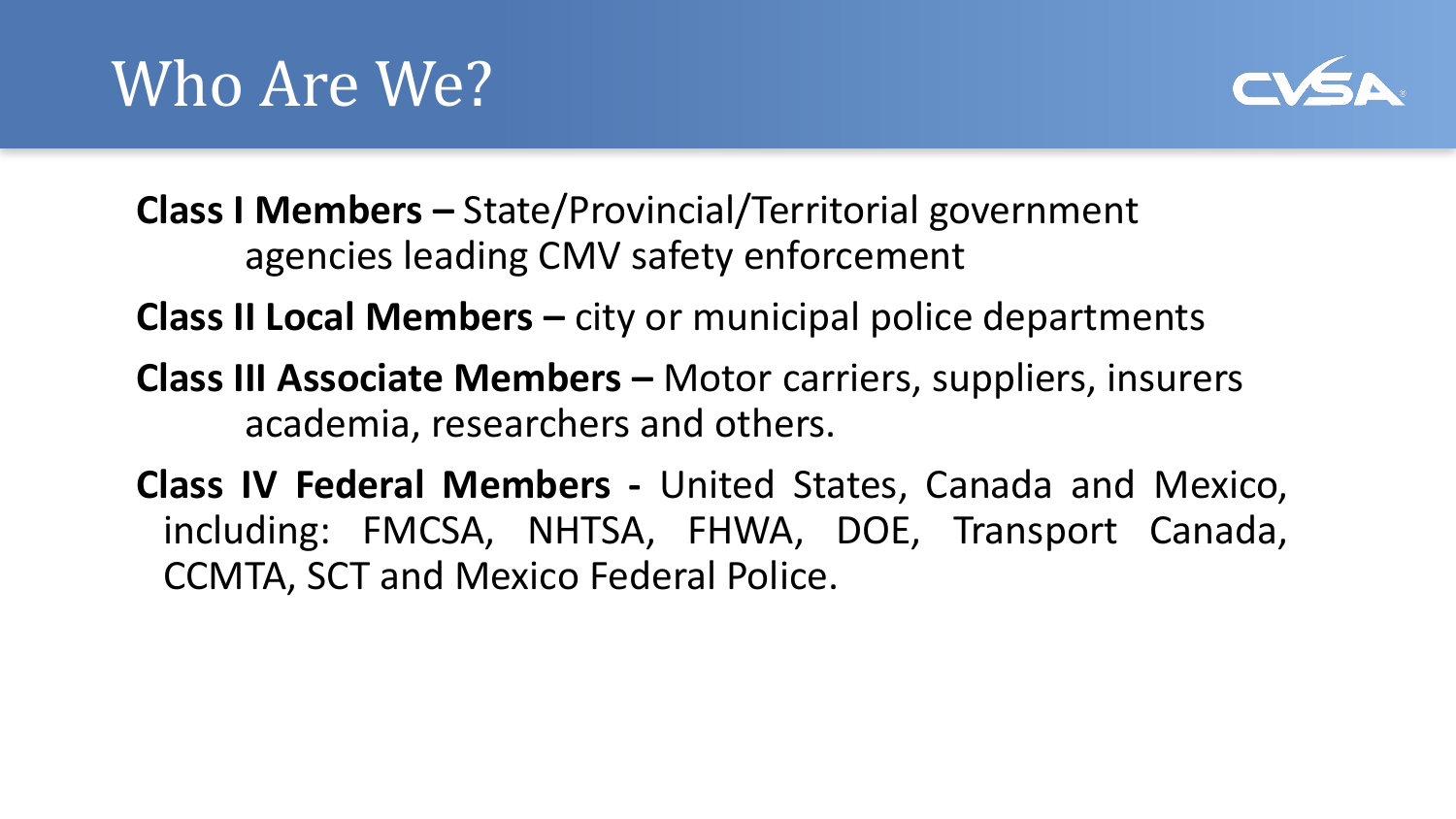# Who Are We?

**Class I Members –** State/Provincial/Territorial government agencies leading CMV safety enforcement

**Class II Local Members –** city or municipal police departments

**Class III Associate Members –** Motor carriers, suppliers, insurers academia, researchers and others.

**Class IV Federal Members -** United States, Canada and Mexico, including: FMCSA, NHTSA, FHWA, DOE, Transport Canada, CCMTA, SCT and Mexico Federal Police.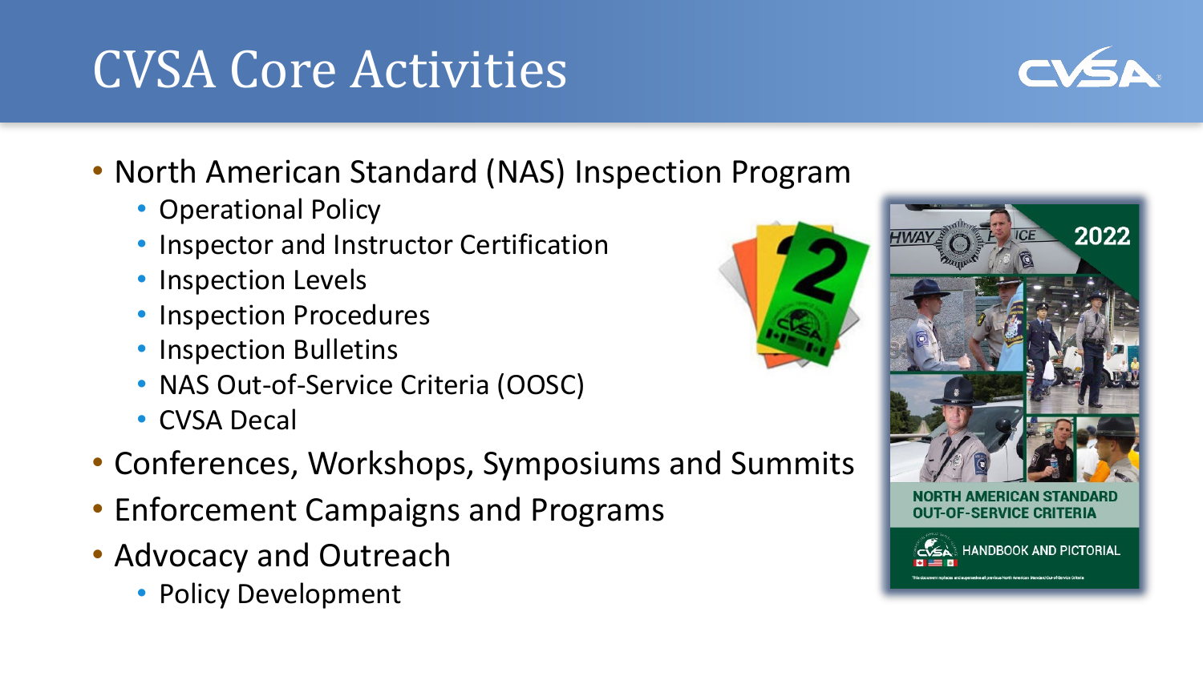# CVSA Core Activities

- North American Standard (NAS) Inspection Program
  - Operational Policy
  - Inspector and Instructor Certification
  - Inspection Levels
  - Inspection Procedures
  - Inspection Bulletins
  - NAS Out-of-Service Criteria (OOSC)
  - CVSA Decal
- Conferences, Workshops, Symposiums and Summits
- Enforcement Campaigns and Programs
- Advocacy and Outreach
  - Policy Development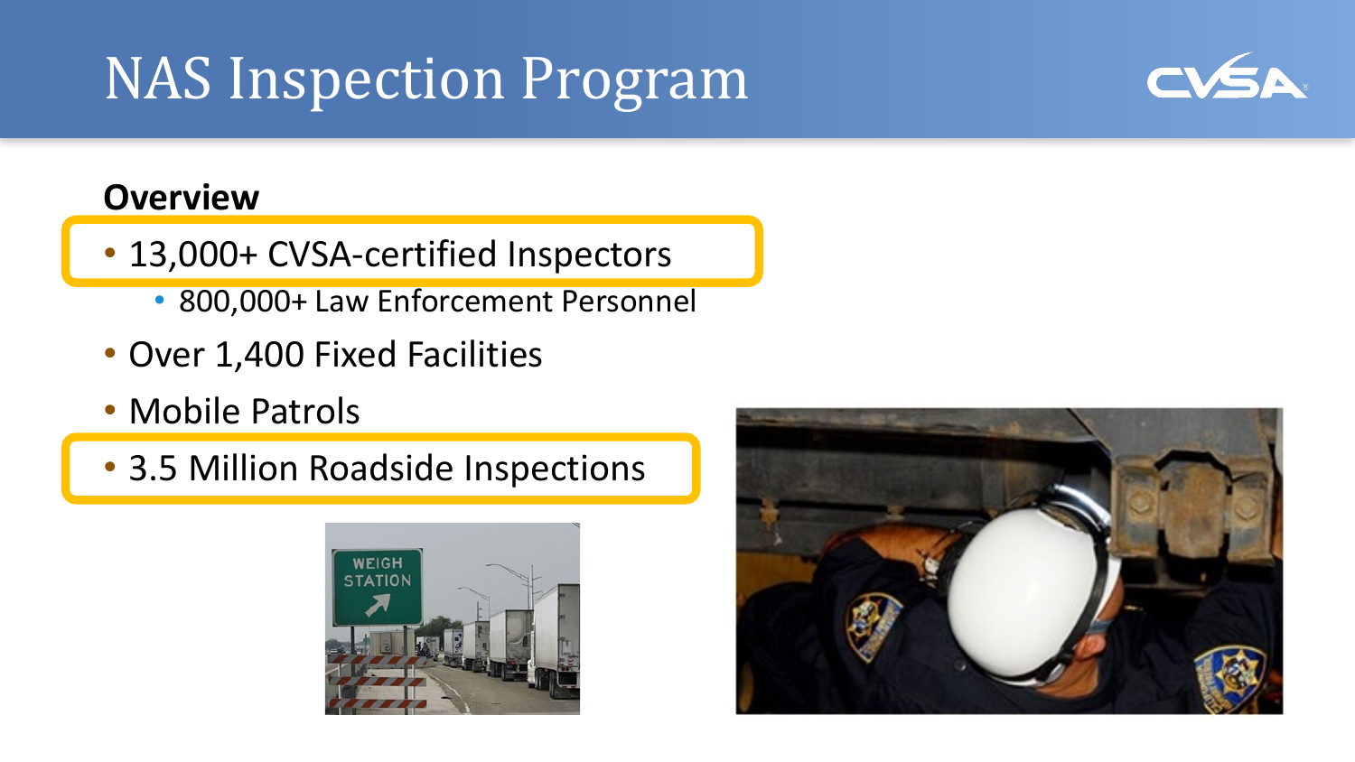# NAS Inspection Program

**Overview**

- 13,000+ CVSA-certified Inspectors
    - 800,000+ Law Enforcement Personnel
- Over 1,400 Fixed Facilities
- Mobile Patrols
- 3.5 Million Roadside Inspections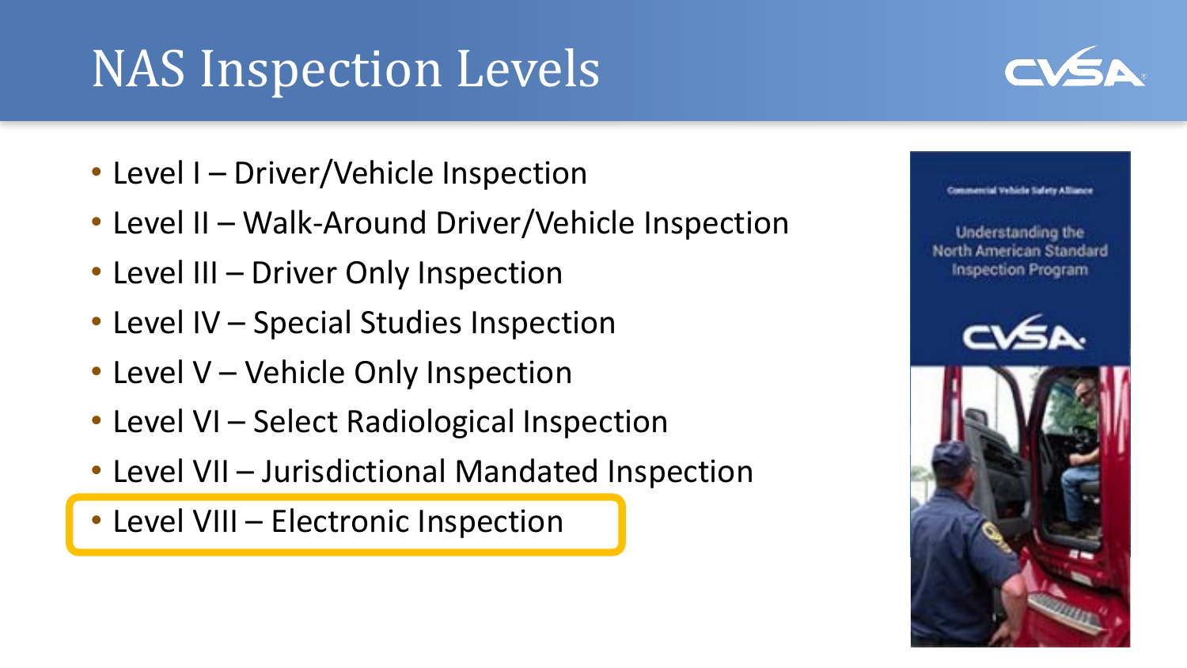# NAS Inspection Levels

- Level I – Driver/Vehicle Inspection
- Level II – Walk-Around Driver/Vehicle Inspection
- Level III – Driver Only Inspection
- Level IV – Special Studies Inspection
- Level V – Vehicle Only Inspection
- Level VI – Select Radiological Inspection
- Level VII – Jurisdictional Mandated Inspection
- Level VIII – Electronic Inspection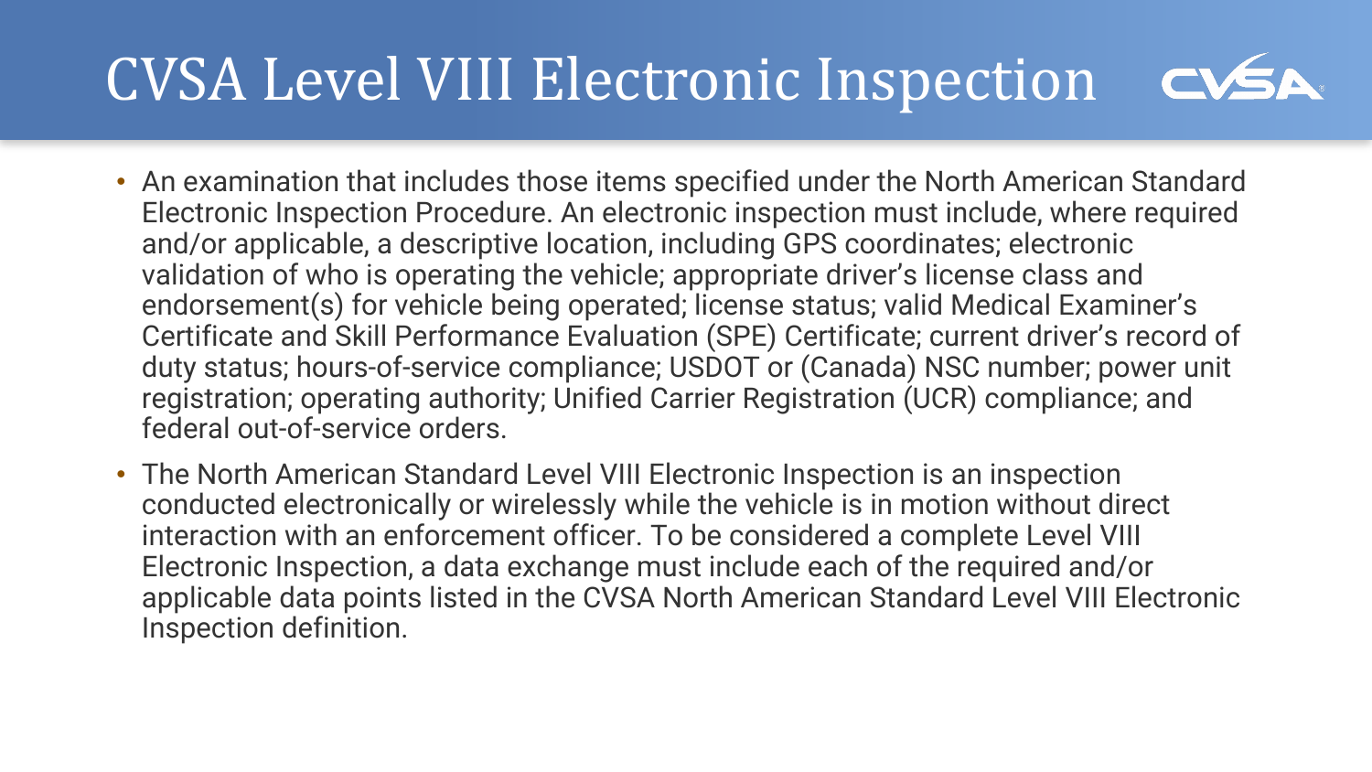# CVSA Level VIII Electronic Inspection

- An examination that includes those items specified under the North American Standard Electronic Inspection Procedure. An electronic inspection must include, where required and/or applicable, a descriptive location, including GPS coordinates; electronic validation of who is operating the vehicle; appropriate driver's license class and endorsement(s) for vehicle being operated; license status; valid Medical Examiner's Certificate and Skill Performance Evaluation (SPE) Certificate; current driver's record of duty status; hours-of-service compliance; USDOT or (Canada) NSC number; power unit registration; operating authority; Unified Carrier Registration (UCR) compliance; and federal out-of-service orders.
- The North American Standard Level VIII Electronic Inspection is an inspection conducted electronically or wirelessly while the vehicle is in motion without direct interaction with an enforcement officer. To be considered a complete Level VIII Electronic Inspection, a data exchange must include each of the required and/or applicable data points listed in the CVSA North American Standard Level VIII Electronic Inspection definition.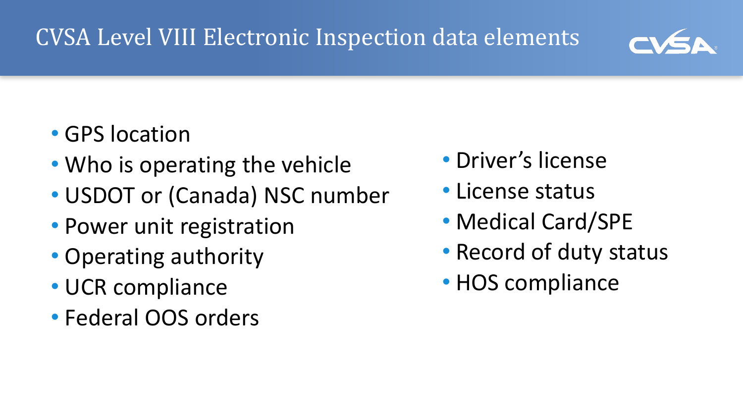# CVSA Level VIII Electronic Inspection data elements

- GPS location
- Who is operating the vehicle
- USDOT or (Canada) NSC number
- Power unit registration
- Operating authority
- UCR compliance
- Federal OOS orders
- Driver's license
- License status
- Medical Card/SPE
- Record of duty status
- HOS compliance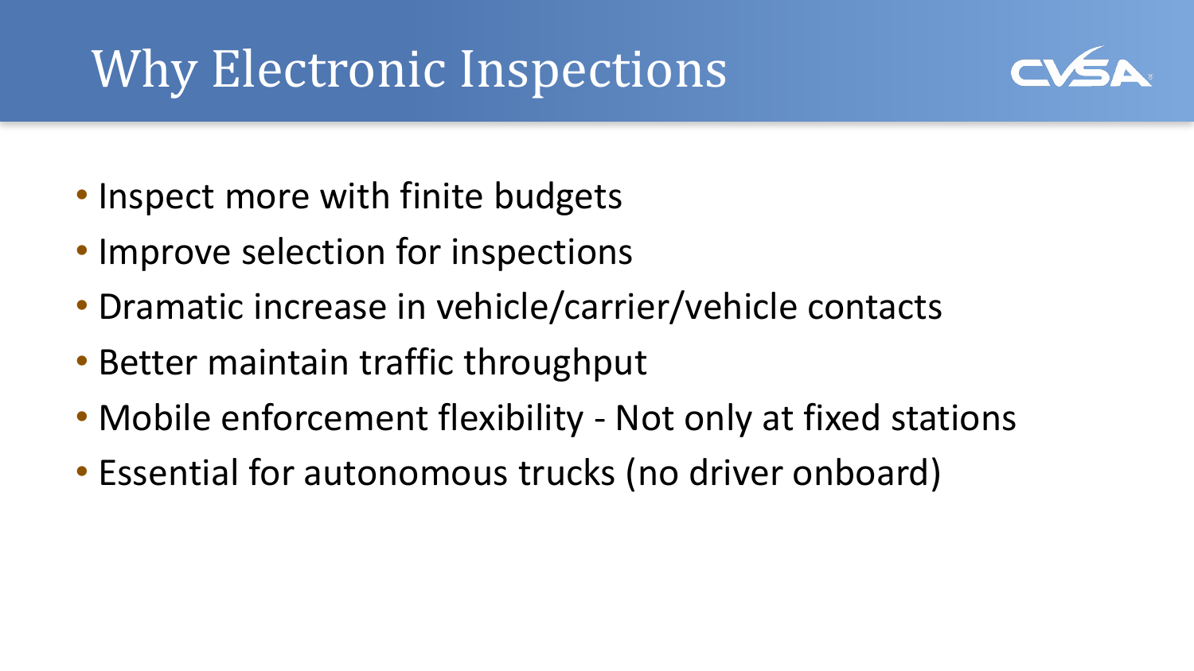# Why Electronic Inspections

- Inspect more with finite budgets
- Improve selection for inspections
- Dramatic increase in vehicle/carrier/vehicle contacts
- Better maintain traffic throughput
- Mobile enforcement flexibility - Not only at fixed stations
- Essential for autonomous trucks (no driver onboard)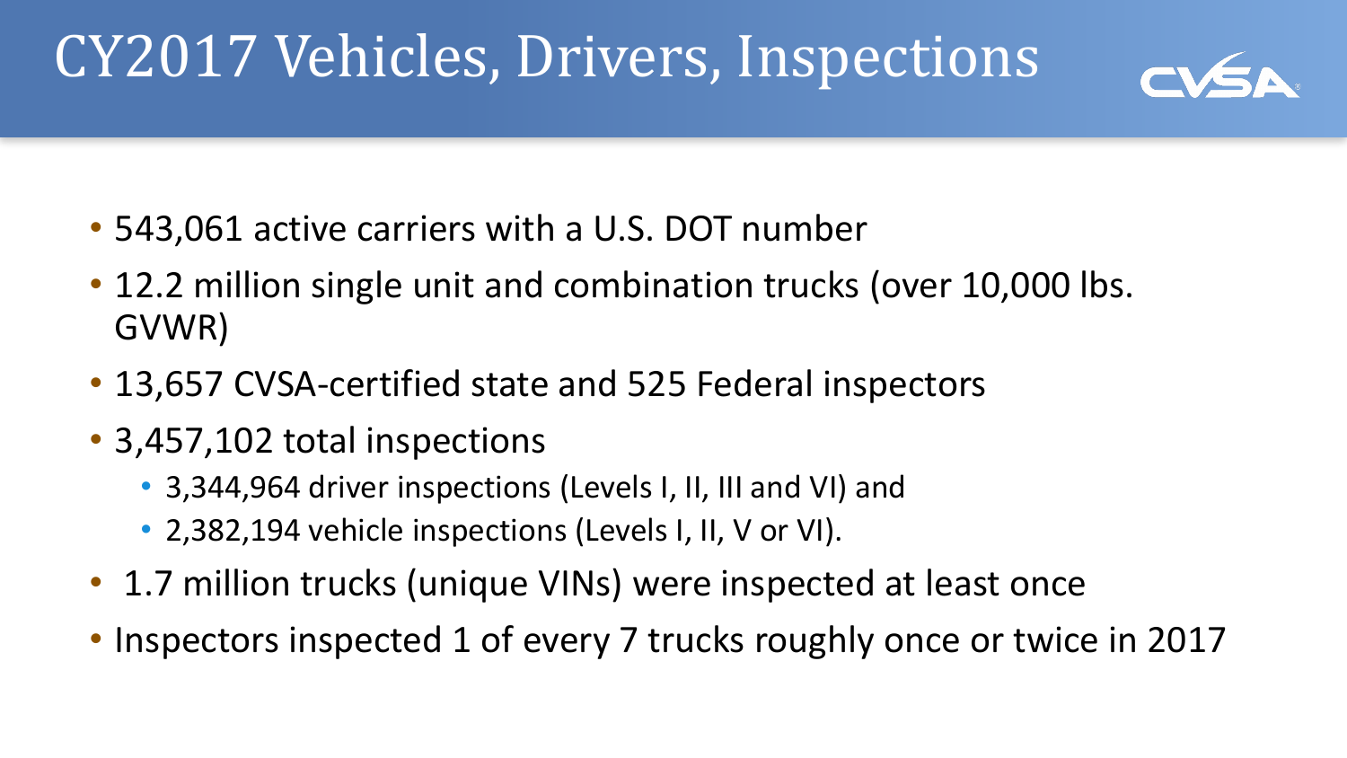# CY2017 Vehicles, Drivers, Inspections

- 543,061 active carriers with a U.S. DOT number
- 12.2 million single unit and combination trucks (over 10,000 lbs. GVWR)
- 13,657 CVSA-certified state and 525 Federal inspectors
- 3,457,102 total inspections
  - 3,344,964 driver inspections (Levels I, II, III and VI) and
  - 2,382,194 vehicle inspections (Levels I, II, V or VI).
- 1.7 million trucks (unique VINs) were inspected at least once
- Inspectors inspected 1 of every 7 trucks roughly once or twice in 2017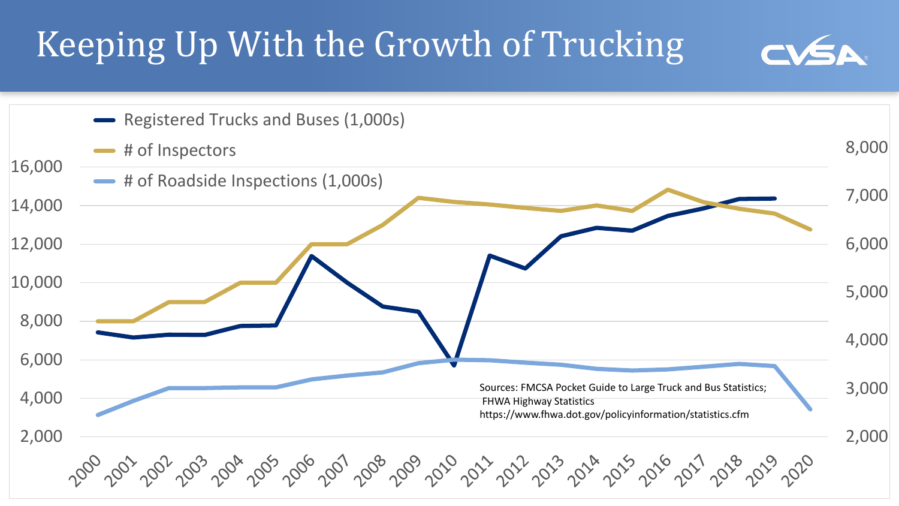# Keeping Up With the Growth of Trucking

CVSA

Registered Trucks and Buses (1,000s)

# of Inspectors

# of Roadside Inspections (1,000s)

16,000
14,000
12,000
10,000
8,000
6,000
4,000
2,000

8,000
7,000
6,000
5,000
4,000
3,000
2,000

2000 2001 2002 2003 2004 2005 2006 2007 2008 2009 2010 2011 2012 2013 2014 2015 2016 2017 2018 2019 2020

Sources: FMCSA Pocket Guide to Large Truck and Bus Statistics;
FHWA Highway Statistics
https://www.fhwa.dot.gov/policyinformation/statistics.cfm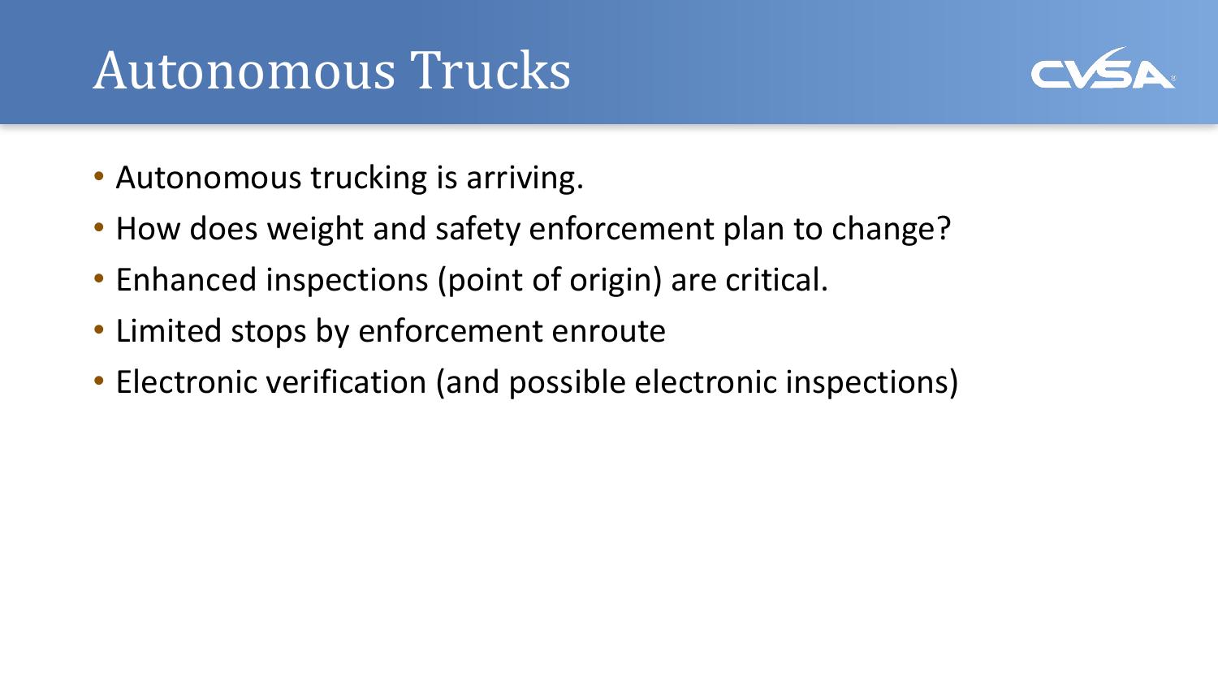# Autonomous Trucks

- Autonomous trucking is arriving.
- How does weight and safety enforcement plan to change?
- Enhanced inspections (point of origin) are critical.
- Limited stops by enforcement enroute
- Electronic verification (and possible electronic inspections)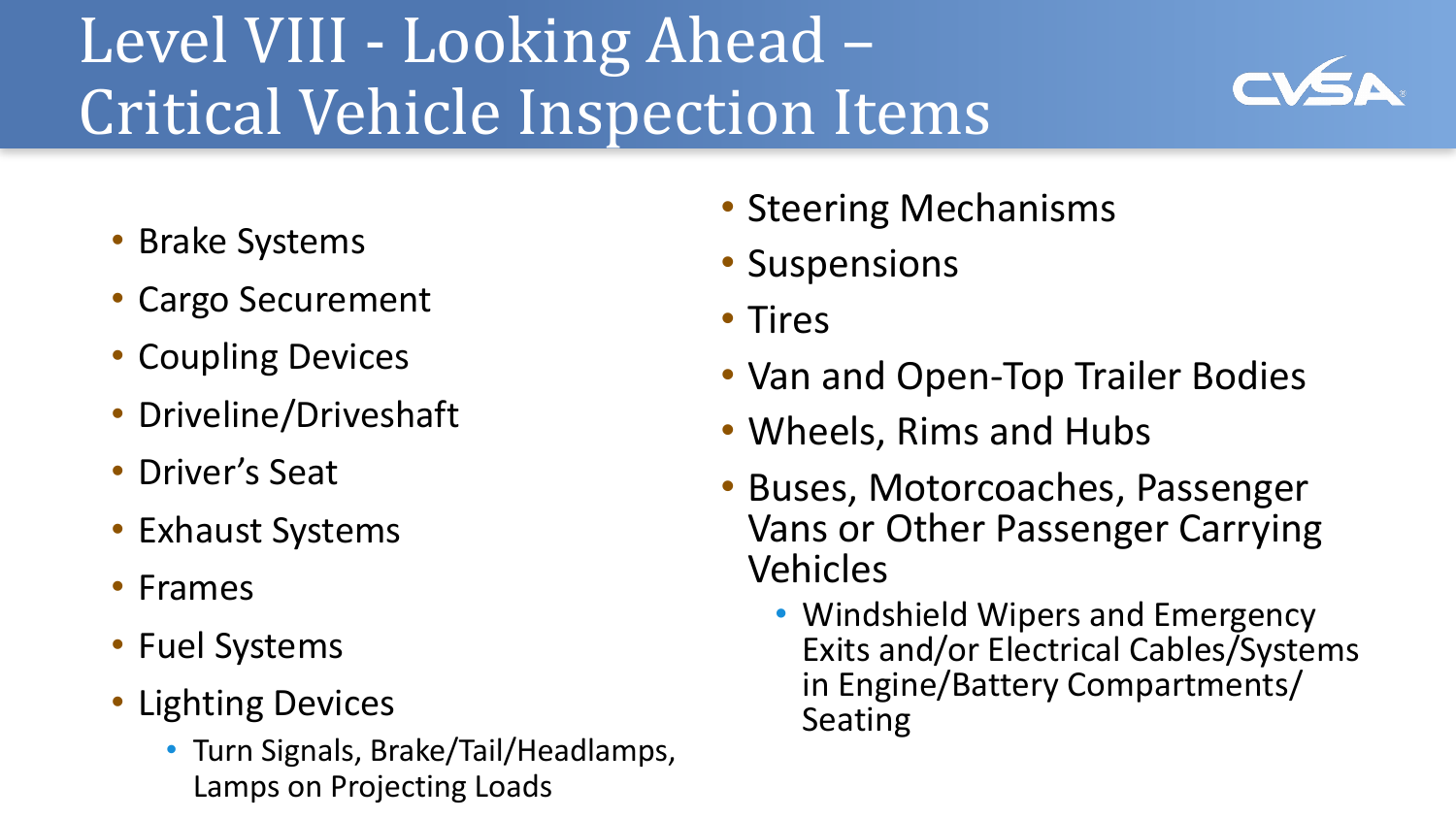# Level VIII - Looking Ahead – Critical Vehicle Inspection Items

- Brake Systems
- Cargo Securement
- Coupling Devices
- Driveline/Driveshaft
- Driver's Seat
- Exhaust Systems
- Frames
- Fuel Systems
- Lighting Devices
  - Turn Signals, Brake/Tail/Headlamps, Lamps on Projecting Loads
- Steering Mechanisms
- Suspensions
- Tires
- Van and Open-Top Trailer Bodies
- Wheels, Rims and Hubs
- Buses, Motorcoaches, Passenger Vans or Other Passenger Carrying Vehicles
  - Windshield Wipers and Emergency Exits and/or Electrical Cables/Systems in Engine/Battery Compartments/ Seating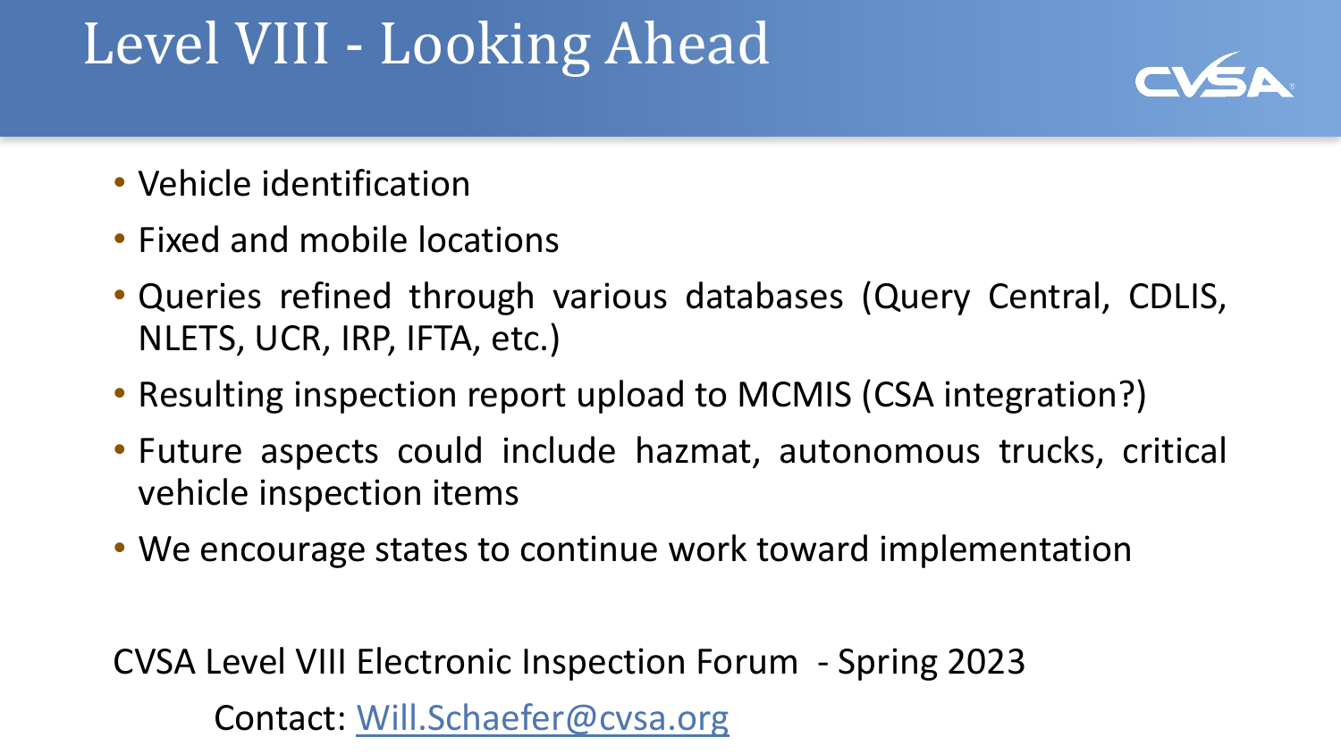# Level VIII - Looking Ahead

- Vehicle identification
- Fixed and mobile locations
- Queries refined through various databases (Query Central, CDLIS, NLETS, UCR, IRP, IFTA, etc.)
- Resulting inspection report upload to MCMIS (CSA integration?)
- Future aspects could include hazmat, autonomous trucks, critical vehicle inspection items
- We encourage states to continue work toward implementation

CVSA Level VIII Electronic Inspection Forum - Spring 2023

Contact: Will.Schaefer@cvsa.org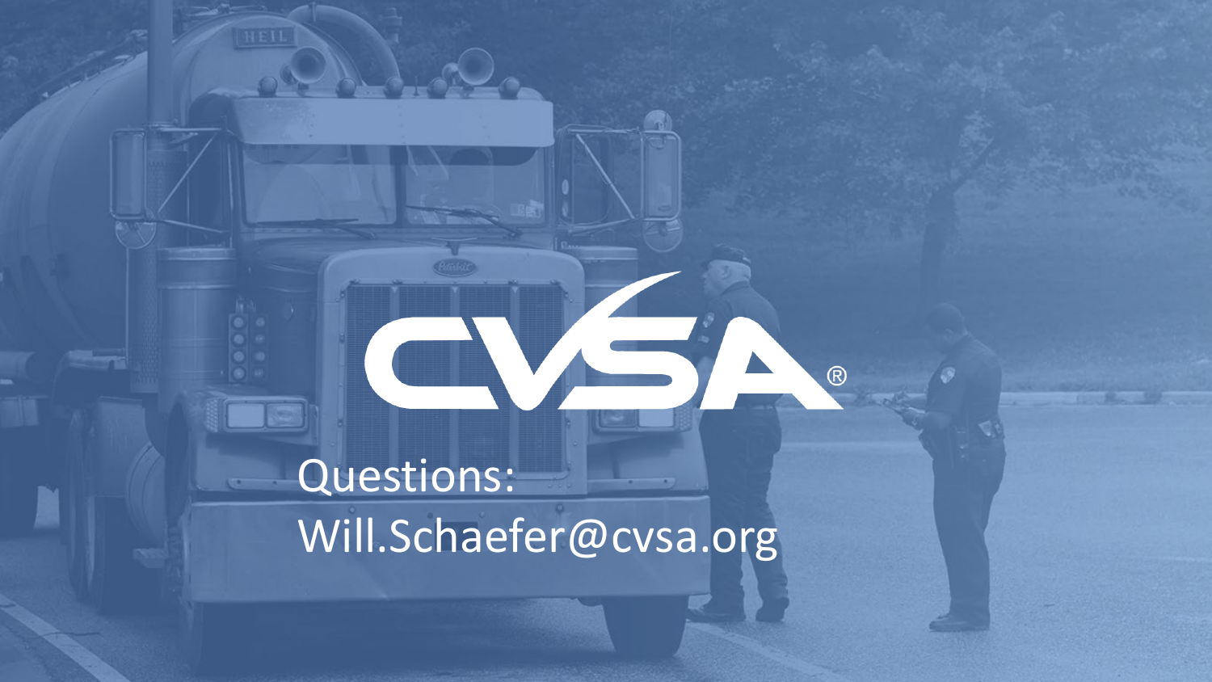CVSA®

Questions:
Will.Schaefer@cvsa.org